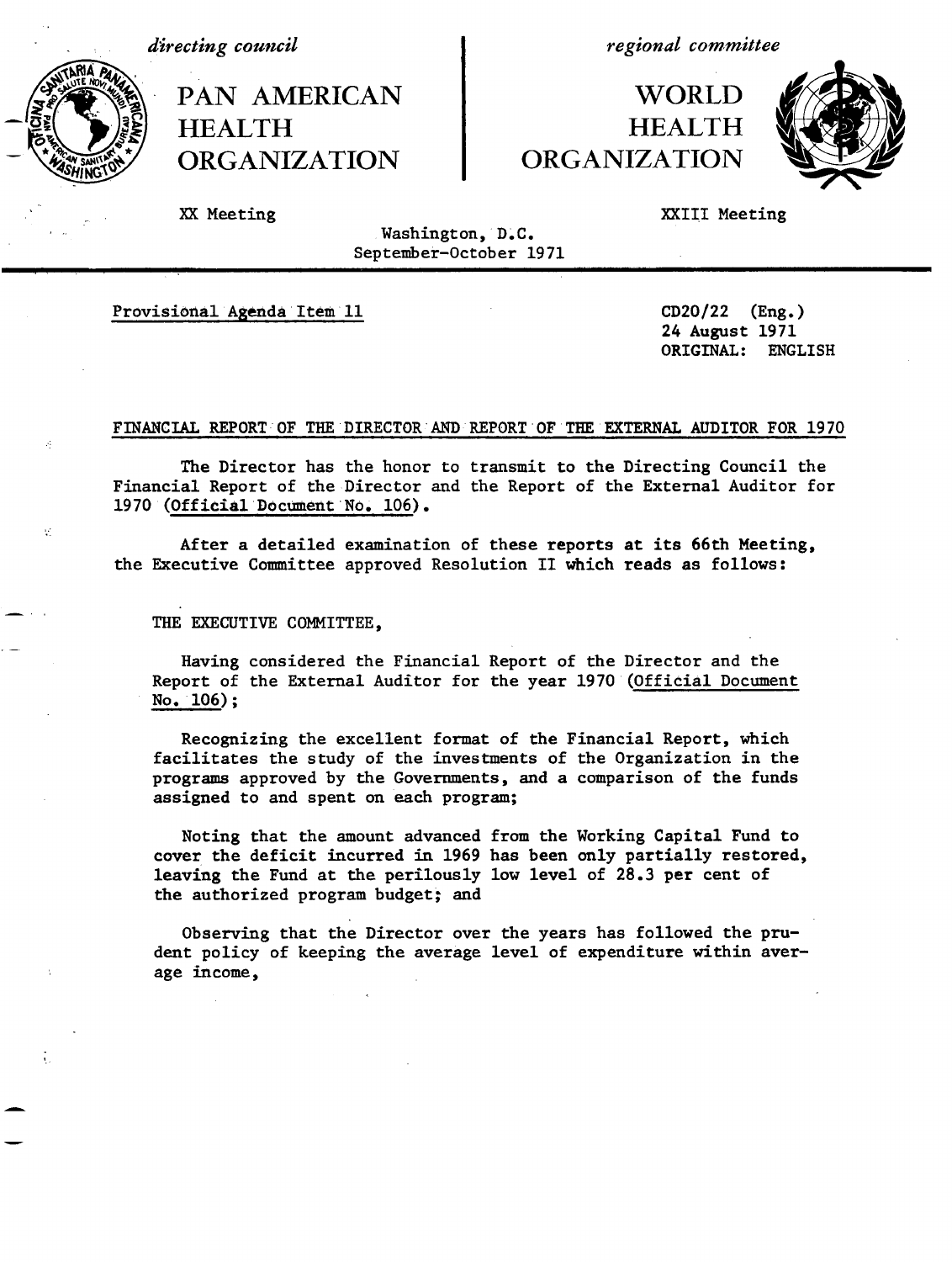*directing council* | *regional committee*

# PAN AMERICAN HEALTH ORGANIZATION | WORLD HEALTH ORGANIZATION

XX Meeting | XXIII Meeting

Washington, D.C.
September-October 1971

Provisional Agenda Item 11

CD20/22 (Eng.)
24 August 1971
ORIGINAL: ENGLISH

## FINANCIAL REPORT OF THE DIRECTOR AND REPORT OF THE EXTERNAL AUDITOR FOR 1970

The Director has the honor to transmit to the Directing Council the Financial Report of the Director and the Report of the External Auditor for 1970 (Official Document No. 106).

After a detailed examination of these reports at its 66th Meeting, the Executive Committee approved Resolution II which reads as follows:

THE EXECUTIVE COMMITTEE,

Having considered the Financial Report of the Director and the Report of the External Auditor for the year 1970 (Official Document No. 106);

Recognizing the excellent format of the Financial Report, which facilitates the study of the investments of the Organization in the programs approved by the Governments, and a comparison of the funds assigned to and spent on each program;

Noting that the amount advanced from the Working Capital Fund to cover the deficit incurred in 1969 has been only partially restored, leaving the Fund at the perilously low level of 28.3 per cent of the authorized program budget; and

Observing that the Director over the years has followed the prudent policy of keeping the average level of expenditure within average income,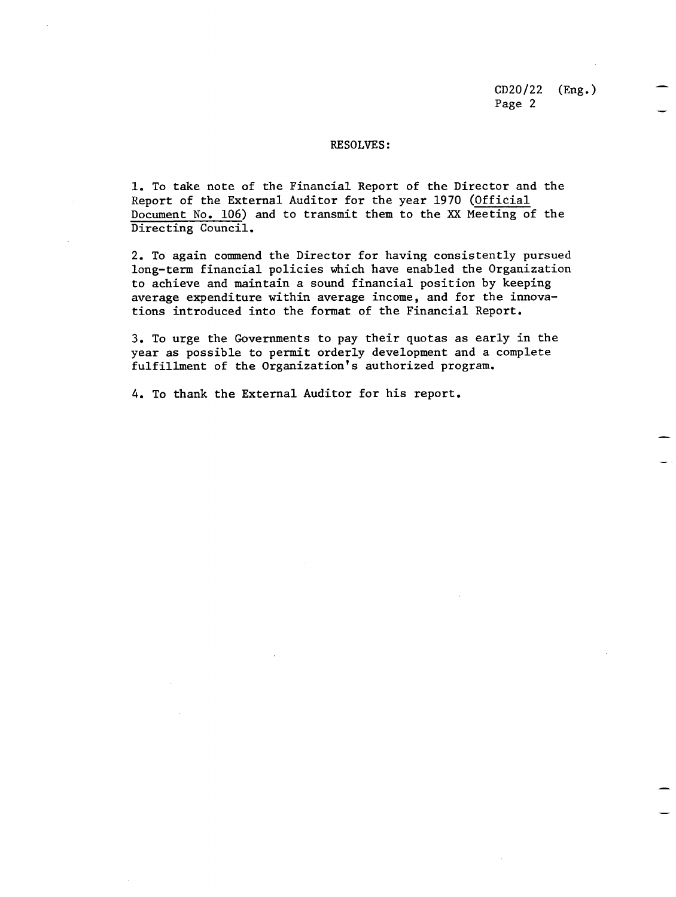RESOLVES:

1. To take note of the Financial Report of the Director and the Report of the External Auditor for the year 1970 (Official Document No. 106) and to transmit them to the XX Meeting of the Directing Council.

2. To again commend the Director for having consistently pursued long-term financial policies which have enabled the Organization to achieve and maintain a sound financial position by keeping average expenditure within average income, and for the innovations introduced into the format of the Financial Report.

3. To urge the Governments to pay their quotas as early in the year as possible to permit orderly development and a complete fulfillment of the Organization's authorized program.

4. To thank the External Auditor for his report.